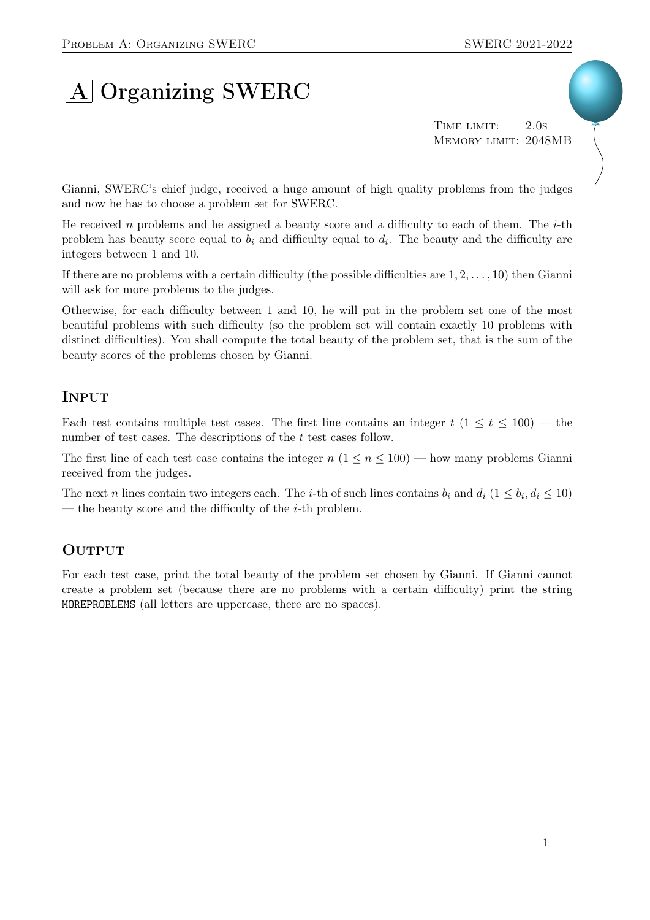# A Organizing SWERC

Time limit: 2.0s
Memory limit: 2048MB

Gianni, SWERC's chief judge, received a huge amount of high quality problems from the judges and now he has to choose a problem set for SWERC.

He received $n$ problems and he assigned a beauty score and a difficulty to each of them. The $i$-th problem has beauty score equal to $b_i$ and difficulty equal to $d_i$. The beauty and the difficulty are integers between 1 and 10.

If there are no problems with a certain difficulty (the possible difficulties are $1, 2, \dots, 10$) then Gianni will ask for more problems to the judges.

Otherwise, for each difficulty between 1 and 10, he will put in the problem set one of the most beautiful problems with such difficulty (so the problem set will contain exactly 10 problems with distinct difficulties). You shall compute the total beauty of the problem set, that is the sum of the beauty scores of the problems chosen by Gianni.

## Input

Each test contains multiple test cases. The first line contains an integer $t$ ($1 \le t \le 100$) — the number of test cases. The descriptions of the $t$ test cases follow.

The first line of each test case contains the integer $n$ ($1 \le n \le 100$) — how many problems Gianni received from the judges.

The next $n$ lines contain two integers each. The $i$-th of such lines contains $b_i$ and $d_i$ ($1 \le b_i, d_i \le 10$) — the beauty score and the difficulty of the $i$-th problem.

## Output

For each test case, print the total beauty of the problem set chosen by Gianni. If Gianni cannot create a problem set (because there are no problems with a certain difficulty) print the string `MOREPROBLEMS` (all letters are uppercase, there are no spaces).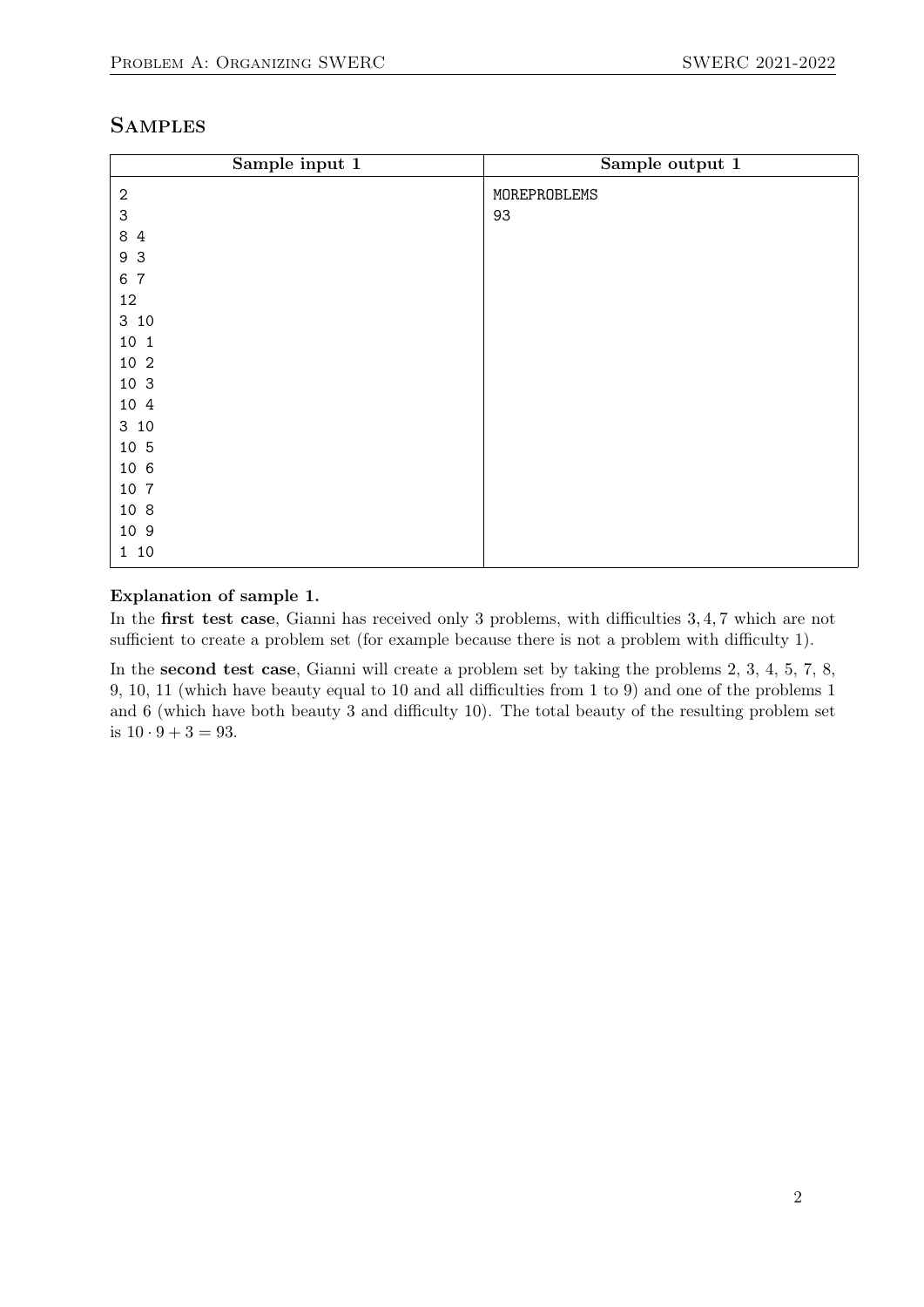## Samples

| Sample input 1 | Sample output 1 |
|---|---|
| 2<br>3<br>8 4<br>9 3<br>6 7<br>12<br>3 10<br>10 1<br>10 2<br>10 3<br>10 4<br>3 10<br>10 5<br>10 6<br>10 7<br>10 8<br>10 9<br>1 10 | MOREPROBLEMS<br>93 |

**Explanation of sample 1.**

In the **first test case**, Gianni has received only 3 problems, with difficulties $3, 4, 7$ which are not sufficient to create a problem set (for example because there is not a problem with difficulty 1).

In the **second test case**, Gianni will create a problem set by taking the problems 2, 3, 4, 5, 7, 8, 9, 10, 11 (which have beauty equal to 10 and all difficulties from 1 to 9) and one of the problems 1 and 6 (which have both beauty 3 and difficulty 10). The total beauty of the resulting problem set is $10 \cdot 9 + 3 = 93$.